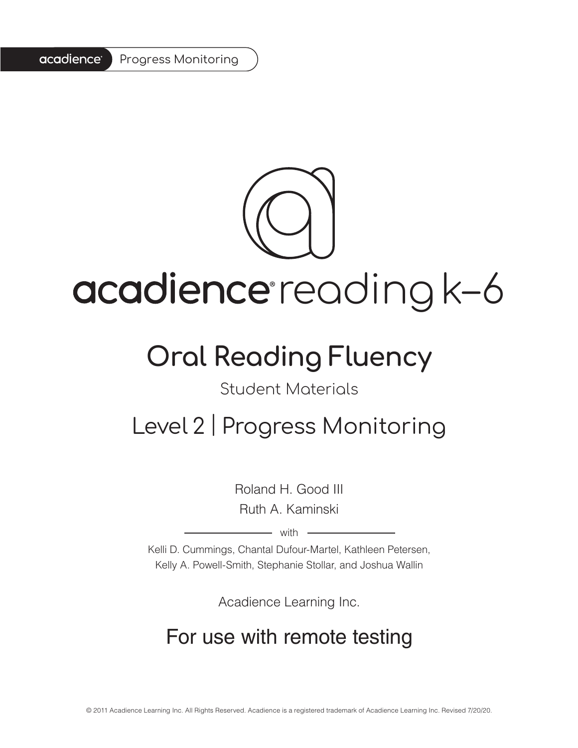acadience® Progress Monitoring

# acadience® reading k–6

## Oral Reading Fluency

Student Materials

## Level 2 | Progress Monitoring

Roland H. Good III
Ruth A. Kaminski

with

Kelli D. Cummings, Chantal Dufour-Martel, Kathleen Petersen, Kelly A. Powell-Smith, Stephanie Stollar, and Joshua Wallin

Acadience Learning Inc.

## For use with remote testing

© 2011 Acadience Learning Inc. All Rights Reserved. Acadience is a registered trademark of Acadience Learning Inc. Revised 7/20/20.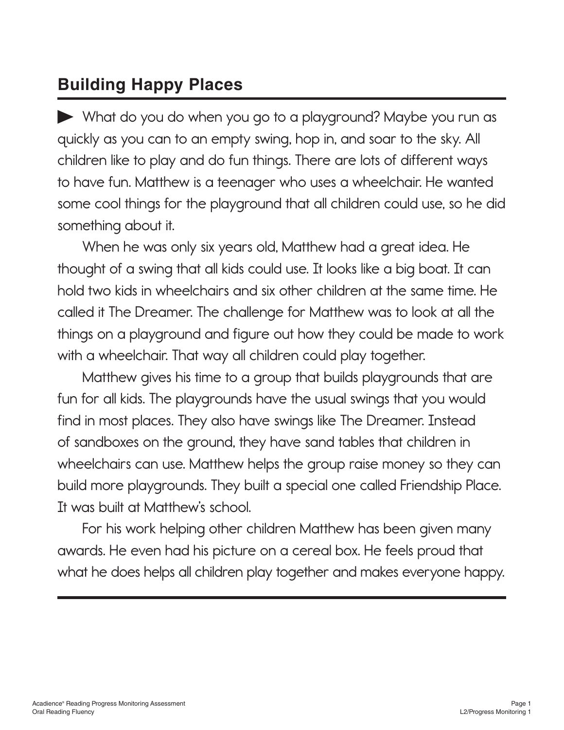## Building Happy Places

▶ What do you do when you go to a playground? Maybe you run as quickly as you can to an empty swing, hop in, and soar to the sky. All children like to play and do fun things. There are lots of different ways to have fun. Matthew is a teenager who uses a wheelchair. He wanted some cool things for the playground that all children could use, so he did something about it.

When he was only six years old, Matthew had a great idea. He thought of a swing that all kids could use. It looks like a big boat. It can hold two kids in wheelchairs and six other children at the same time. He called it The Dreamer. The challenge for Matthew was to look at all the things on a playground and figure out how they could be made to work with a wheelchair. That way all children could play together.

Matthew gives his time to a group that builds playgrounds that are fun for all kids. The playgrounds have the usual swings that you would find in most places. They also have swings like The Dreamer. Instead of sandboxes on the ground, they have sand tables that children in wheelchairs can use. Matthew helps the group raise money so they can build more playgrounds. They built a special one called Friendship Place. It was built at Matthew's school.

For his work helping other children Matthew has been given many awards. He even had his picture on a cereal box. He feels proud that what he does helps all children play together and makes everyone happy.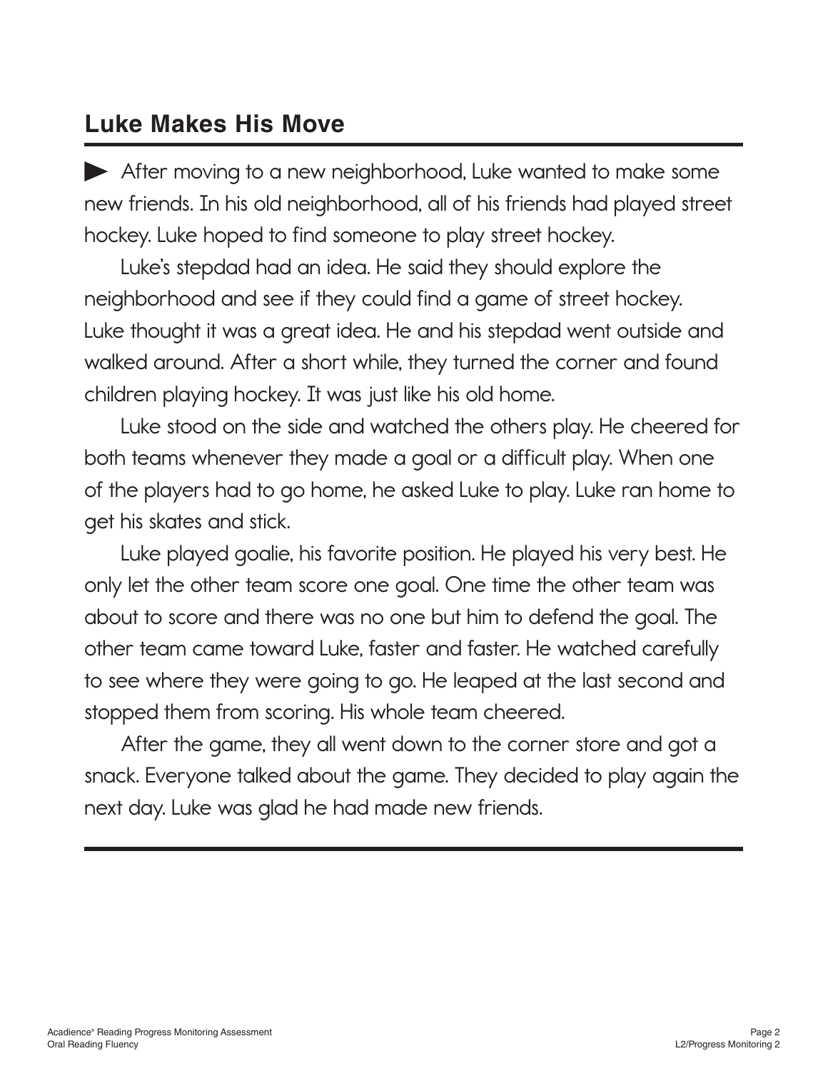## Luke Makes His Move

After moving to a new neighborhood, Luke wanted to make some new friends. In his old neighborhood, all of his friends had played street hockey. Luke hoped to find someone to play street hockey.

Luke's stepdad had an idea. He said they should explore the neighborhood and see if they could find a game of street hockey. Luke thought it was a great idea. He and his stepdad went outside and walked around. After a short while, they turned the corner and found children playing hockey. It was just like his old home.

Luke stood on the side and watched the others play. He cheered for both teams whenever they made a goal or a difficult play. When one of the players had to go home, he asked Luke to play. Luke ran home to get his skates and stick.

Luke played goalie, his favorite position. He played his very best. He only let the other team score one goal. One time the other team was about to score and there was no one but him to defend the goal. The other team came toward Luke, faster and faster. He watched carefully to see where they were going to go. He leaped at the last second and stopped them from scoring. His whole team cheered.

After the game, they all went down to the corner store and got a snack. Everyone talked about the game. They decided to play again the next day. Luke was glad he had made new friends.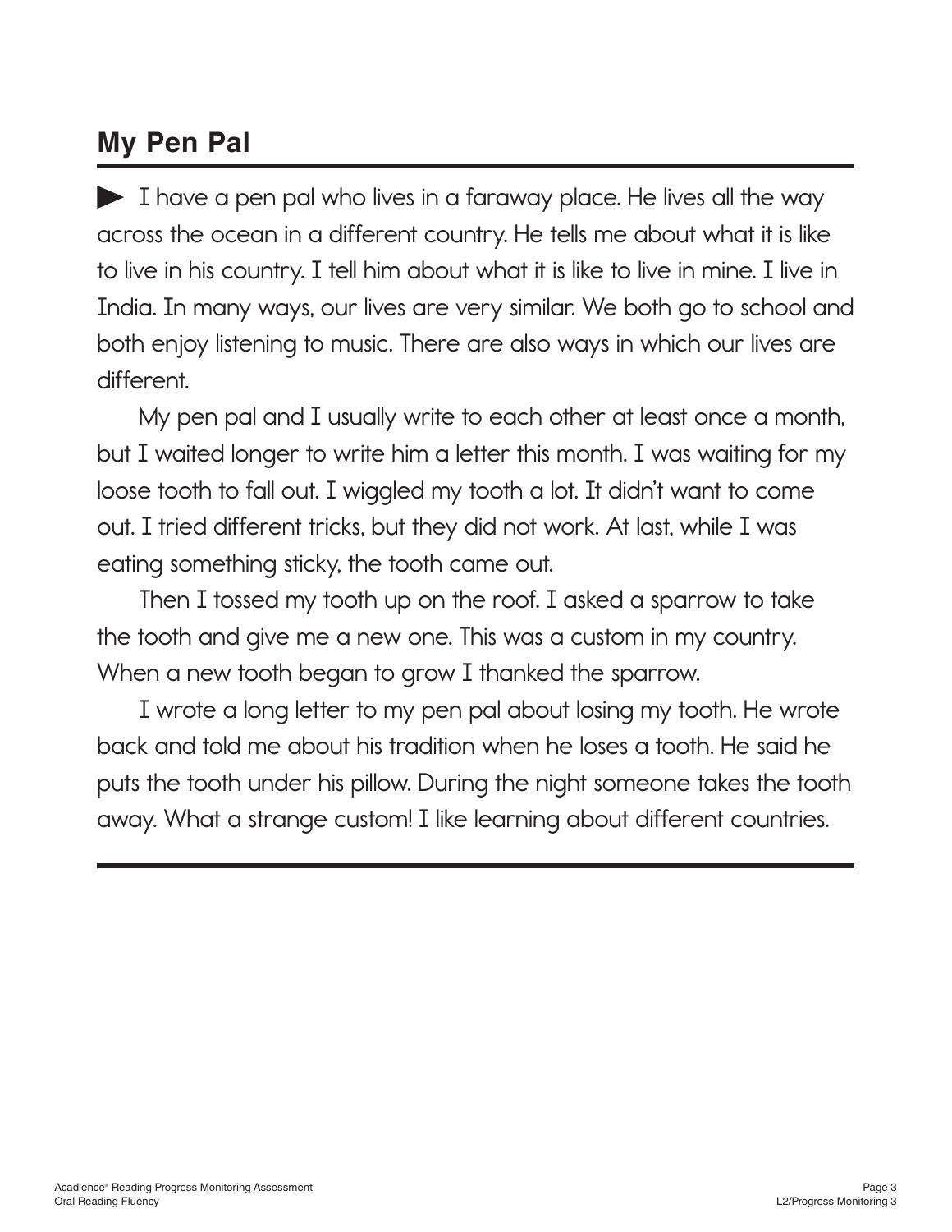## My Pen Pal

I have a pen pal who lives in a faraway place. He lives all the way across the ocean in a different country. He tells me about what it is like to live in his country. I tell him about what it is like to live in mine. I live in India. In many ways, our lives are very similar. We both go to school and both enjoy listening to music. There are also ways in which our lives are different.

My pen pal and I usually write to each other at least once a month, but I waited longer to write him a letter this month. I was waiting for my loose tooth to fall out. I wiggled my tooth a lot. It didn't want to come out. I tried different tricks, but they did not work. At last, while I was eating something sticky, the tooth came out.

Then I tossed my tooth up on the roof. I asked a sparrow to take the tooth and give me a new one. This was a custom in my country. When a new tooth began to grow I thanked the sparrow.

I wrote a long letter to my pen pal about losing my tooth. He wrote back and told me about his tradition when he loses a tooth. He said he puts the tooth under his pillow. During the night someone takes the tooth away. What a strange custom! I like learning about different countries.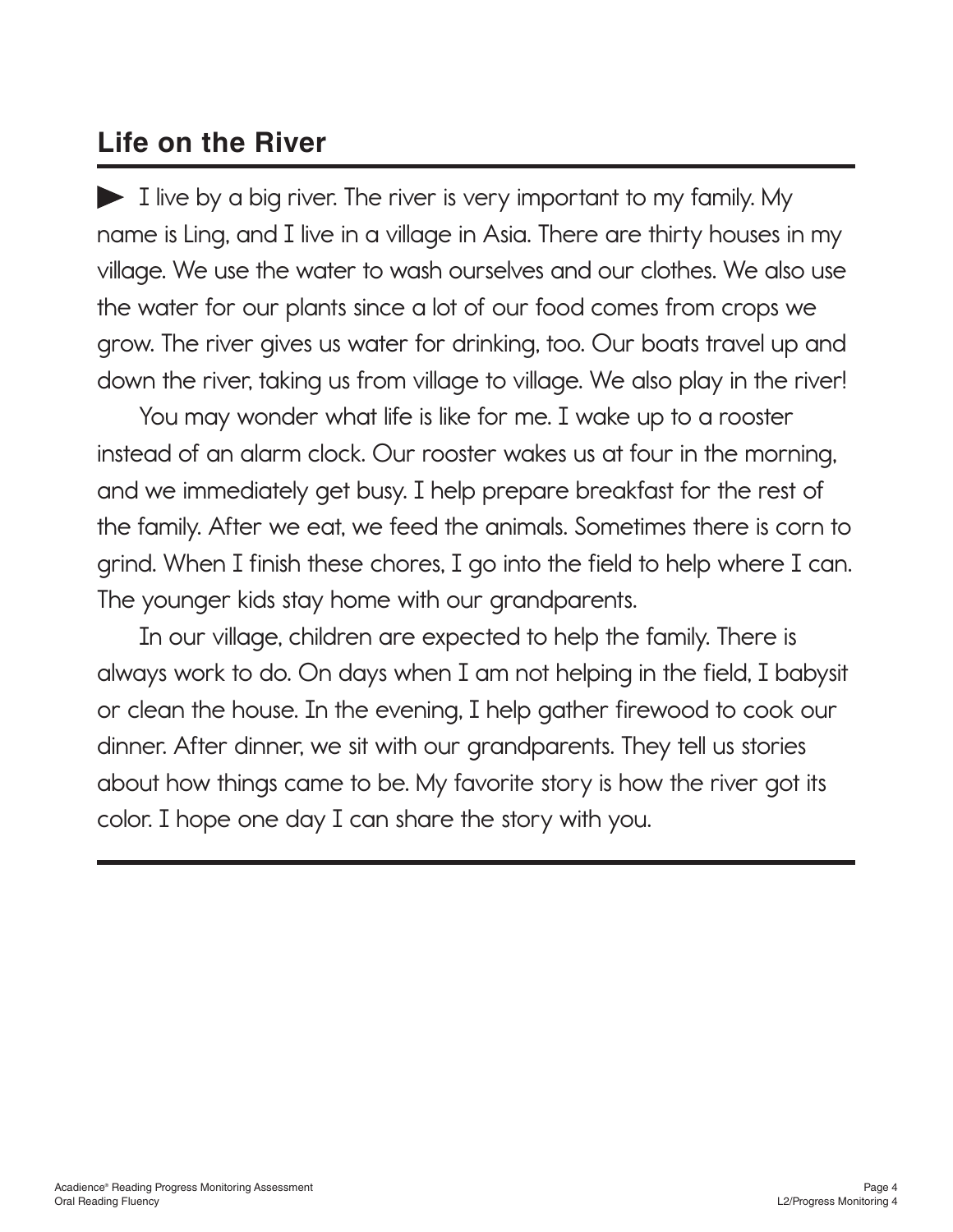## Life on the River

▶ I live by a big river. The river is very important to my family. My name is Ling, and I live in a village in Asia. There are thirty houses in my village. We use the water to wash ourselves and our clothes. We also use the water for our plants since a lot of our food comes from crops we grow. The river gives us water for drinking, too. Our boats travel up and down the river, taking us from village to village. We also play in the river!

You may wonder what life is like for me. I wake up to a rooster instead of an alarm clock. Our rooster wakes us at four in the morning, and we immediately get busy. I help prepare breakfast for the rest of the family. After we eat, we feed the animals. Sometimes there is corn to grind. When I finish these chores, I go into the field to help where I can. The younger kids stay home with our grandparents.

In our village, children are expected to help the family. There is always work to do. On days when I am not helping in the field, I babysit or clean the house. In the evening, I help gather firewood to cook our dinner. After dinner, we sit with our grandparents. They tell us stories about how things came to be. My favorite story is how the river got its color. I hope one day I can share the story with you.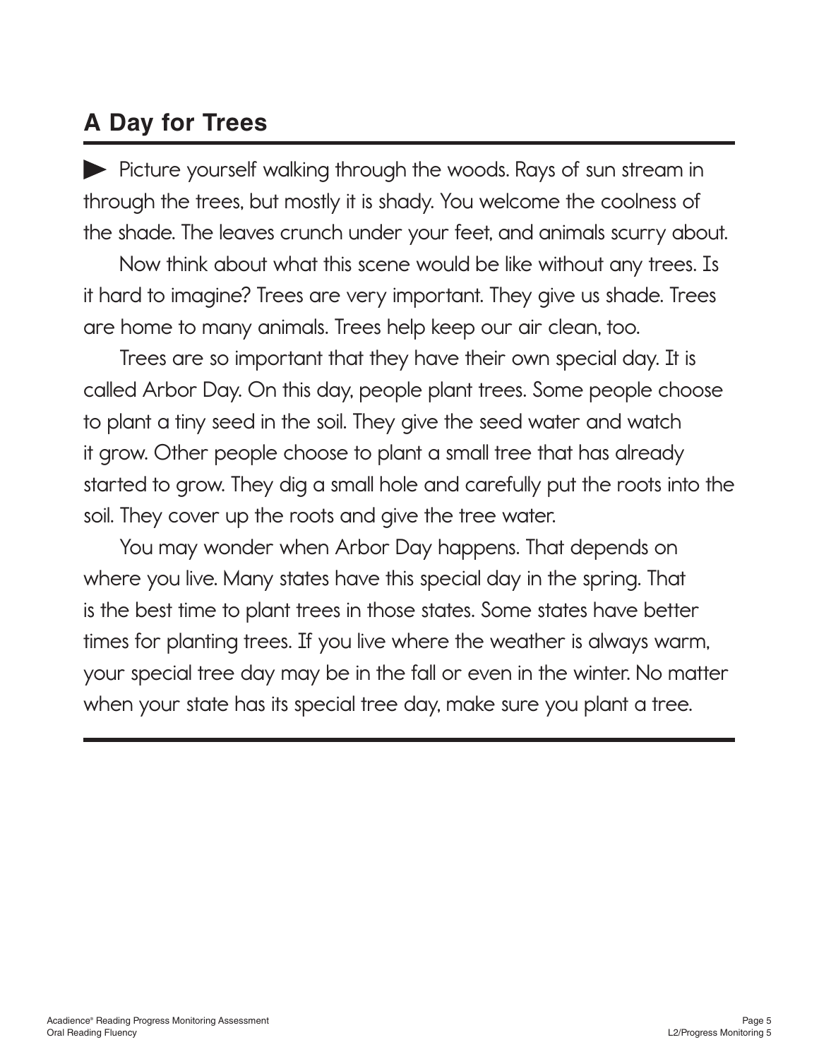## A Day for Trees

Picture yourself walking through the woods. Rays of sun stream in through the trees, but mostly it is shady. You welcome the coolness of the shade. The leaves crunch under your feet, and animals scurry about.

Now think about what this scene would be like without any trees. Is it hard to imagine? Trees are very important. They give us shade. Trees are home to many animals. Trees help keep our air clean, too.

Trees are so important that they have their own special day. It is called Arbor Day. On this day, people plant trees. Some people choose to plant a tiny seed in the soil. They give the seed water and watch it grow. Other people choose to plant a small tree that has already started to grow. They dig a small hole and carefully put the roots into the soil. They cover up the roots and give the tree water.

You may wonder when Arbor Day happens. That depends on where you live. Many states have this special day in the spring. That is the best time to plant trees in those states. Some states have better times for planting trees. If you live where the weather is always warm, your special tree day may be in the fall or even in the winter. No matter when your state has its special tree day, make sure you plant a tree.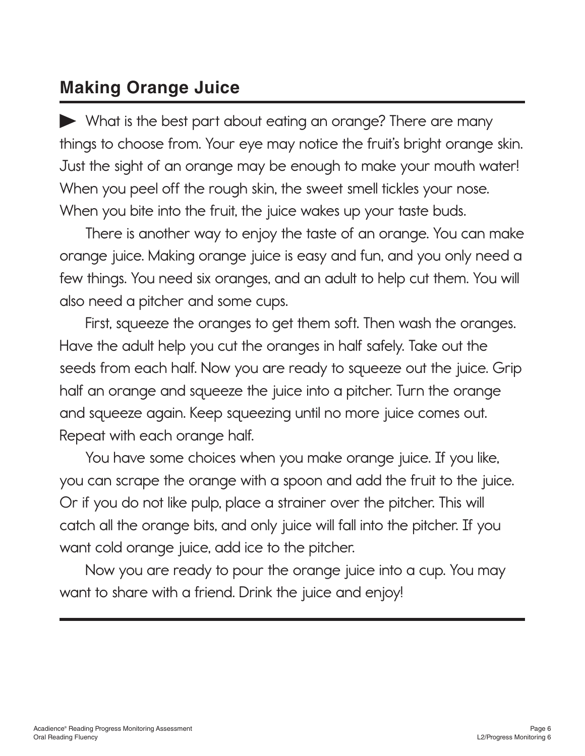## Making Orange Juice

▶ What is the best part about eating an orange? There are many things to choose from. Your eye may notice the fruit's bright orange skin. Just the sight of an orange may be enough to make your mouth water! When you peel off the rough skin, the sweet smell tickles your nose. When you bite into the fruit, the juice wakes up your taste buds.

There is another way to enjoy the taste of an orange. You can make orange juice. Making orange juice is easy and fun, and you only need a few things. You need six oranges, and an adult to help cut them. You will also need a pitcher and some cups.

First, squeeze the oranges to get them soft. Then wash the oranges. Have the adult help you cut the oranges in half safely. Take out the seeds from each half. Now you are ready to squeeze out the juice. Grip half an orange and squeeze the juice into a pitcher. Turn the orange and squeeze again. Keep squeezing until no more juice comes out. Repeat with each orange half.

You have some choices when you make orange juice. If you like, you can scrape the orange with a spoon and add the fruit to the juice. Or if you do not like pulp, place a strainer over the pitcher. This will catch all the orange bits, and only juice will fall into the pitcher. If you want cold orange juice, add ice to the pitcher.

Now you are ready to pour the orange juice into a cup. You may want to share with a friend. Drink the juice and enjoy!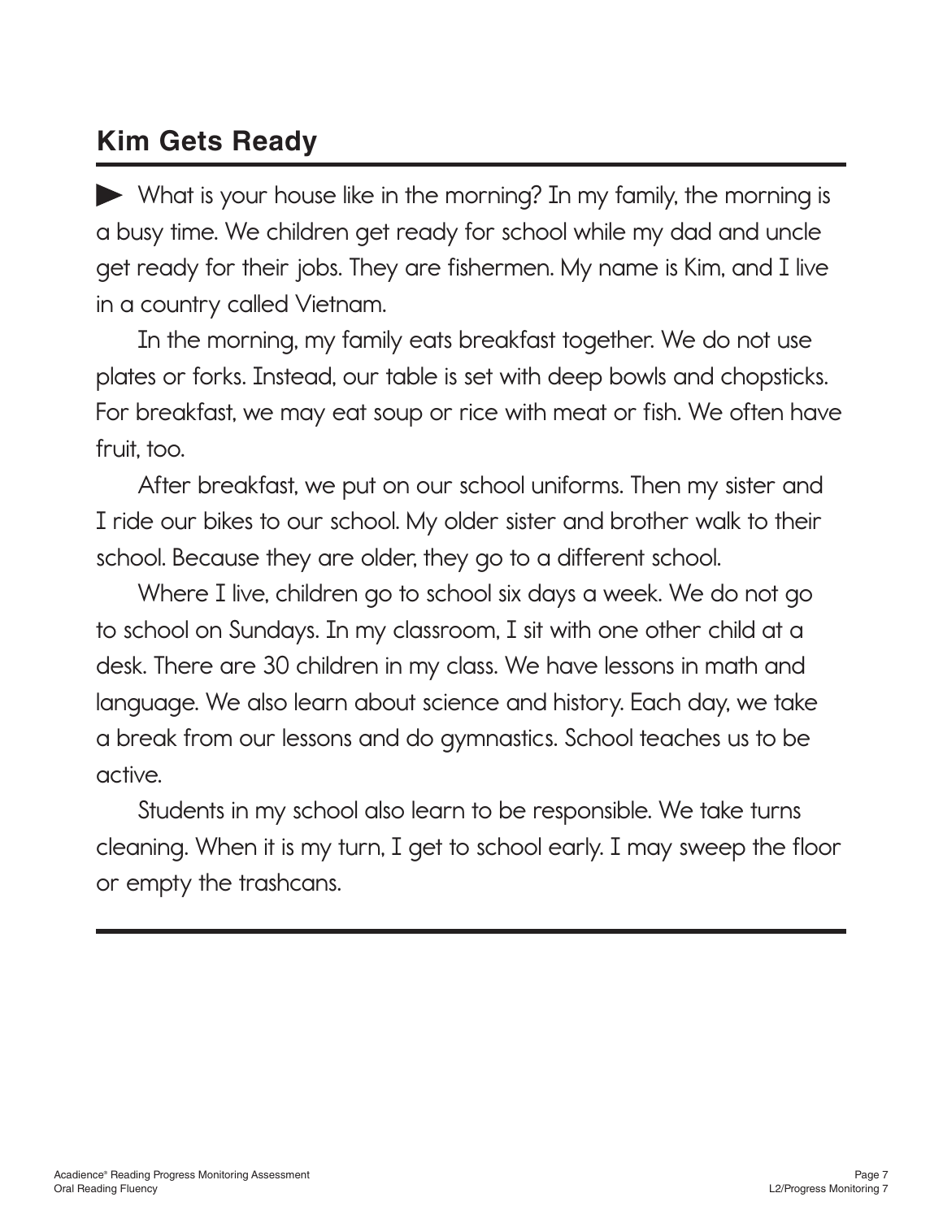## Kim Gets Ready

▶ What is your house like in the morning? In my family, the morning is a busy time. We children get ready for school while my dad and uncle get ready for their jobs. They are fishermen. My name is Kim, and I live in a country called Vietnam.

In the morning, my family eats breakfast together. We do not use plates or forks. Instead, our table is set with deep bowls and chopsticks. For breakfast, we may eat soup or rice with meat or fish. We often have fruit, too.

After breakfast, we put on our school uniforms. Then my sister and I ride our bikes to our school. My older sister and brother walk to their school. Because they are older, they go to a different school.

Where I live, children go to school six days a week. We do not go to school on Sundays. In my classroom, I sit with one other child at a desk. There are 30 children in my class. We have lessons in math and language. We also learn about science and history. Each day, we take a break from our lessons and do gymnastics. School teaches us to be active.

Students in my school also learn to be responsible. We take turns cleaning. When it is my turn, I get to school early. I may sweep the floor or empty the trashcans.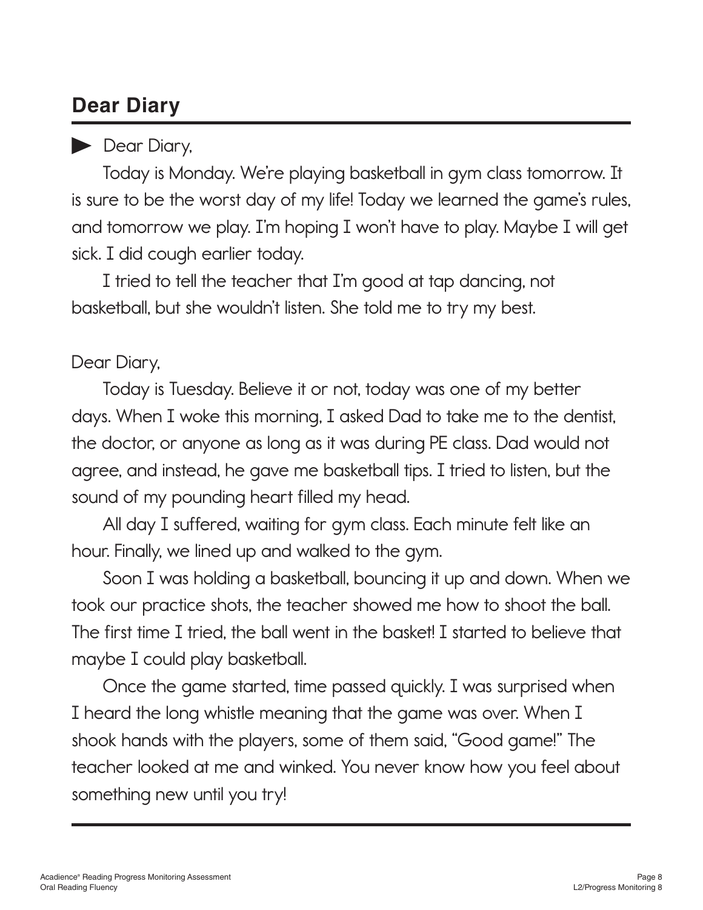## Dear Diary

Dear Diary,

Today is Monday. We're playing basketball in gym class tomorrow. It is sure to be the worst day of my life! Today we learned the game's rules, and tomorrow we play. I'm hoping I won't have to play. Maybe I will get sick. I did cough earlier today.

I tried to tell the teacher that I'm good at tap dancing, not basketball, but she wouldn't listen. She told me to try my best.

Dear Diary,

Today is Tuesday. Believe it or not, today was one of my better days. When I woke this morning, I asked Dad to take me to the dentist, the doctor, or anyone as long as it was during PE class. Dad would not agree, and instead, he gave me basketball tips. I tried to listen, but the sound of my pounding heart filled my head.

All day I suffered, waiting for gym class. Each minute felt like an hour. Finally, we lined up and walked to the gym.

Soon I was holding a basketball, bouncing it up and down. When we took our practice shots, the teacher showed me how to shoot the ball. The first time I tried, the ball went in the basket! I started to believe that maybe I could play basketball.

Once the game started, time passed quickly. I was surprised when I heard the long whistle meaning that the game was over. When I shook hands with the players, some of them said, "Good game!" The teacher looked at me and winked. You never know how you feel about something new until you try!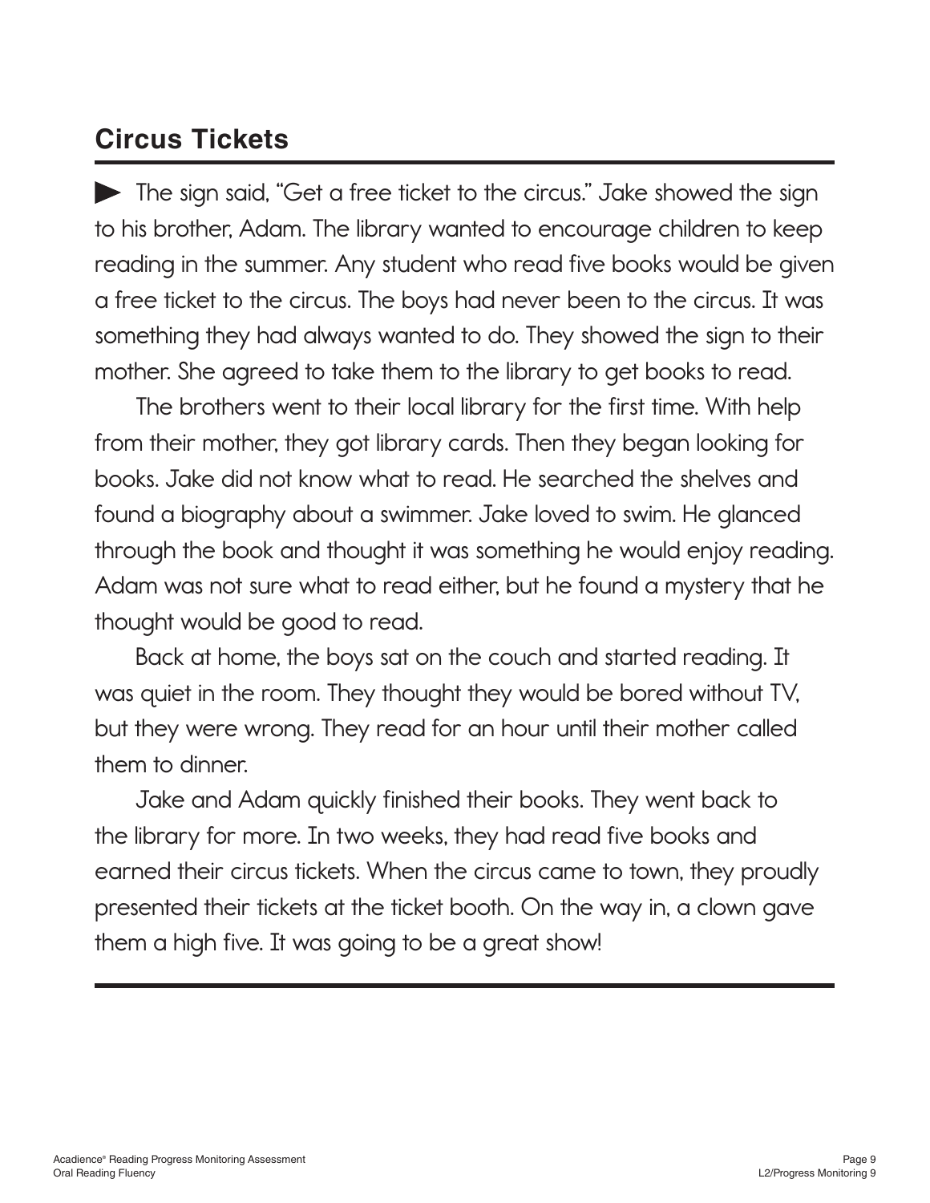## Circus Tickets

▶ The sign said, "Get a free ticket to the circus." Jake showed the sign to his brother, Adam. The library wanted to encourage children to keep reading in the summer. Any student who read five books would be given a free ticket to the circus. The boys had never been to the circus. It was something they had always wanted to do. They showed the sign to their mother. She agreed to take them to the library to get books to read.

The brothers went to their local library for the first time. With help from their mother, they got library cards. Then they began looking for books. Jake did not know what to read. He searched the shelves and found a biography about a swimmer. Jake loved to swim. He glanced through the book and thought it was something he would enjoy reading. Adam was not sure what to read either, but he found a mystery that he thought would be good to read.

Back at home, the boys sat on the couch and started reading. It was quiet in the room. They thought they would be bored without TV, but they were wrong. They read for an hour until their mother called them to dinner.

Jake and Adam quickly finished their books. They went back to the library for more. In two weeks, they had read five books and earned their circus tickets. When the circus came to town, they proudly presented their tickets at the ticket booth. On the way in, a clown gave them a high five. It was going to be a great show!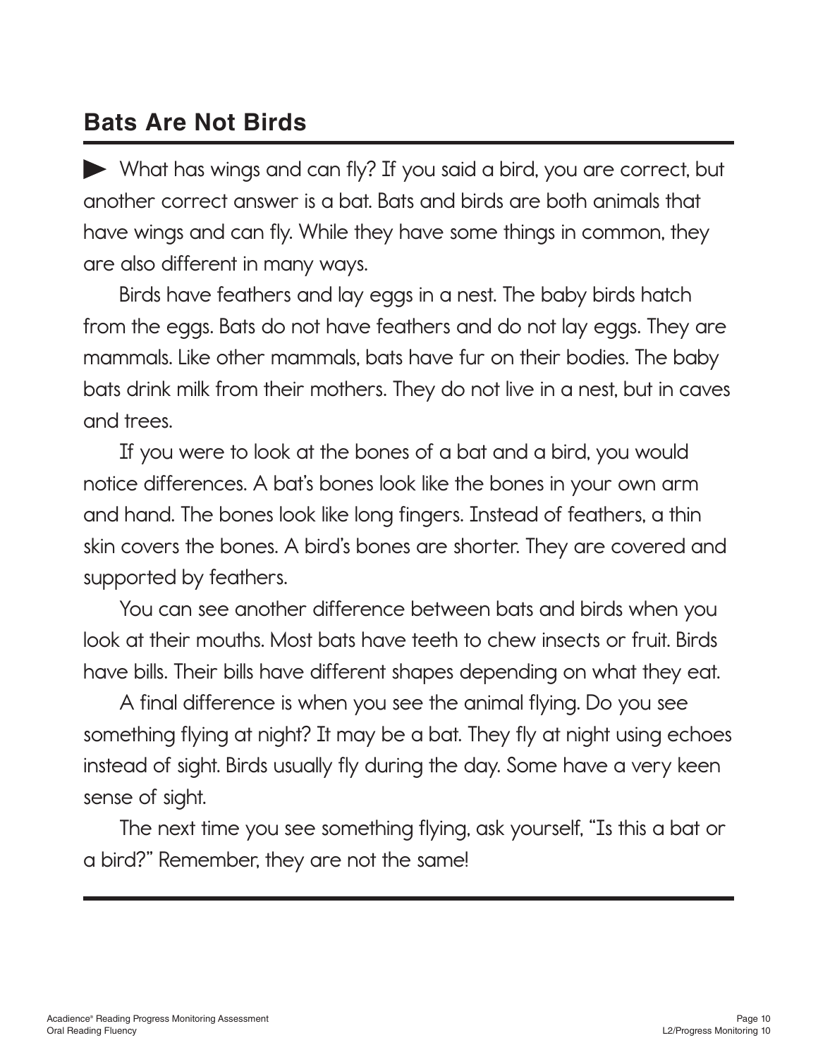## Bats Are Not Birds

▶ What has wings and can fly? If you said a bird, you are correct, but another correct answer is a bat. Bats and birds are both animals that have wings and can fly. While they have some things in common, they are also different in many ways.

Birds have feathers and lay eggs in a nest. The baby birds hatch from the eggs. Bats do not have feathers and do not lay eggs. They are mammals. Like other mammals, bats have fur on their bodies. The baby bats drink milk from their mothers. They do not live in a nest, but in caves and trees.

If you were to look at the bones of a bat and a bird, you would notice differences. A bat's bones look like the bones in your own arm and hand. The bones look like long fingers. Instead of feathers, a thin skin covers the bones. A bird's bones are shorter. They are covered and supported by feathers.

You can see another difference between bats and birds when you look at their mouths. Most bats have teeth to chew insects or fruit. Birds have bills. Their bills have different shapes depending on what they eat.

A final difference is when you see the animal flying. Do you see something flying at night? It may be a bat. They fly at night using echoes instead of sight. Birds usually fly during the day. Some have a very keen sense of sight.

The next time you see something flying, ask yourself, "Is this a bat or a bird?" Remember, they are not the same!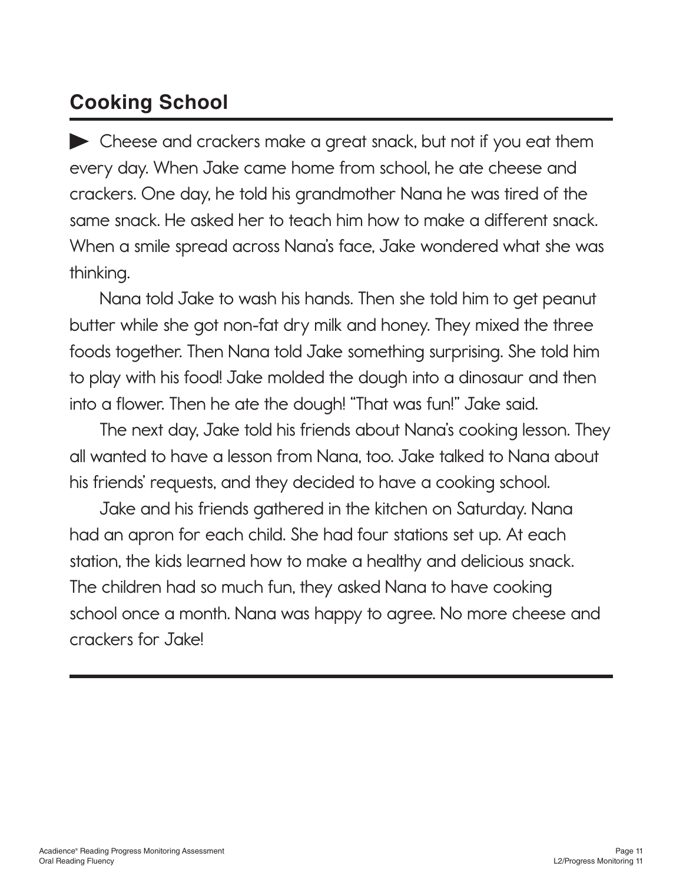## Cooking School

▶ Cheese and crackers make a great snack, but not if you eat them every day. When Jake came home from school, he ate cheese and crackers. One day, he told his grandmother Nana he was tired of the same snack. He asked her to teach him how to make a different snack. When a smile spread across Nana's face, Jake wondered what she was thinking.

Nana told Jake to wash his hands. Then she told him to get peanut butter while she got non-fat dry milk and honey. They mixed the three foods together. Then Nana told Jake something surprising. She told him to play with his food! Jake molded the dough into a dinosaur and then into a flower. Then he ate the dough! "That was fun!" Jake said.

The next day, Jake told his friends about Nana's cooking lesson. They all wanted to have a lesson from Nana, too. Jake talked to Nana about his friends' requests, and they decided to have a cooking school.

Jake and his friends gathered in the kitchen on Saturday. Nana had an apron for each child. She had four stations set up. At each station, the kids learned how to make a healthy and delicious snack. The children had so much fun, they asked Nana to have cooking school once a month. Nana was happy to agree. No more cheese and crackers for Jake!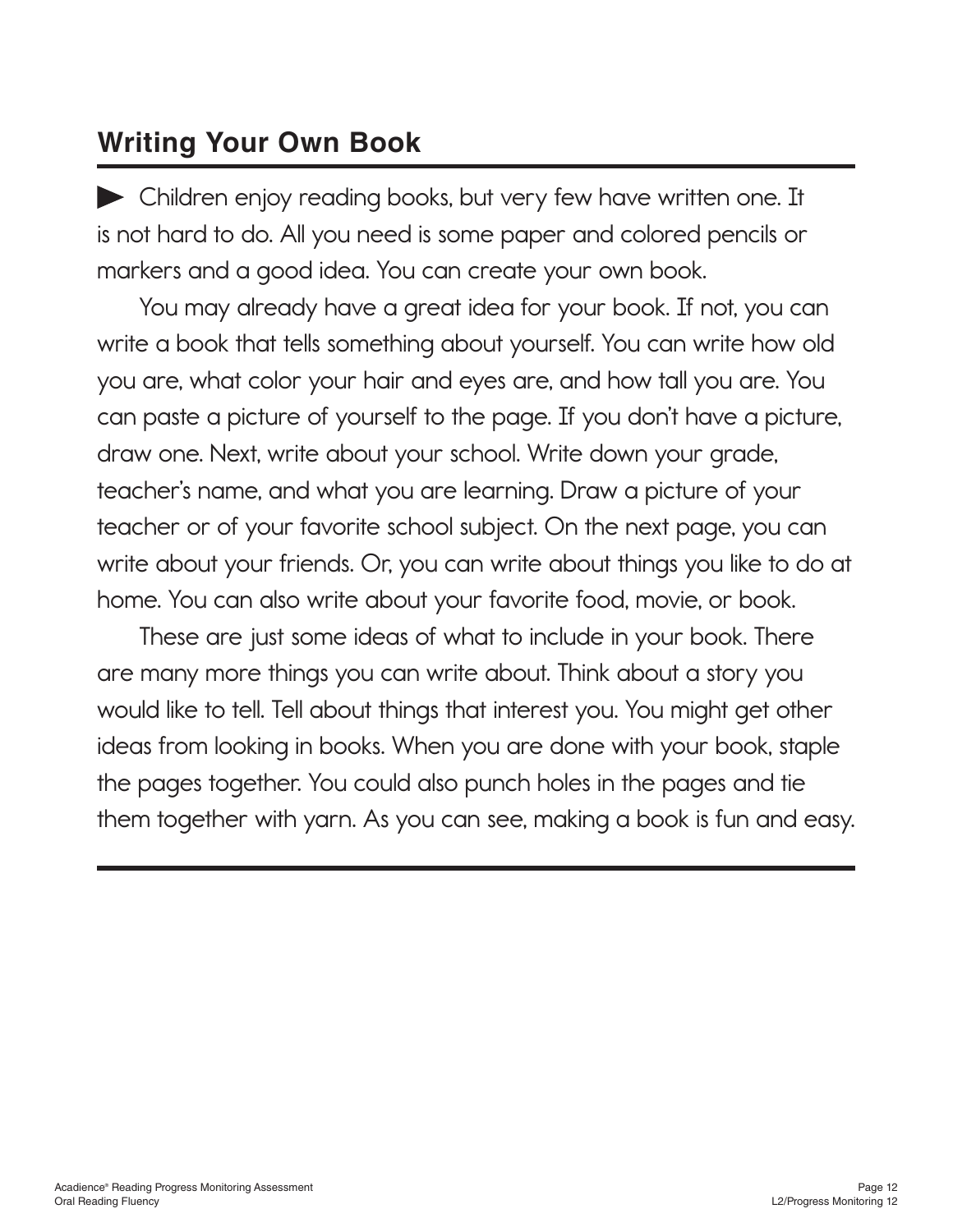## Writing Your Own Book

Children enjoy reading books, but very few have written one. It is not hard to do. All you need is some paper and colored pencils or markers and a good idea. You can create your own book.

You may already have a great idea for your book. If not, you can write a book that tells something about yourself. You can write how old you are, what color your hair and eyes are, and how tall you are. You can paste a picture of yourself to the page. If you don't have a picture, draw one. Next, write about your school. Write down your grade, teacher's name, and what you are learning. Draw a picture of your teacher or of your favorite school subject. On the next page, you can write about your friends. Or, you can write about things you like to do at home. You can also write about your favorite food, movie, or book.

These are just some ideas of what to include in your book. There are many more things you can write about. Think about a story you would like to tell. Tell about things that interest you. You might get other ideas from looking in books. When you are done with your book, staple the pages together. You could also punch holes in the pages and tie them together with yarn. As you can see, making a book is fun and easy.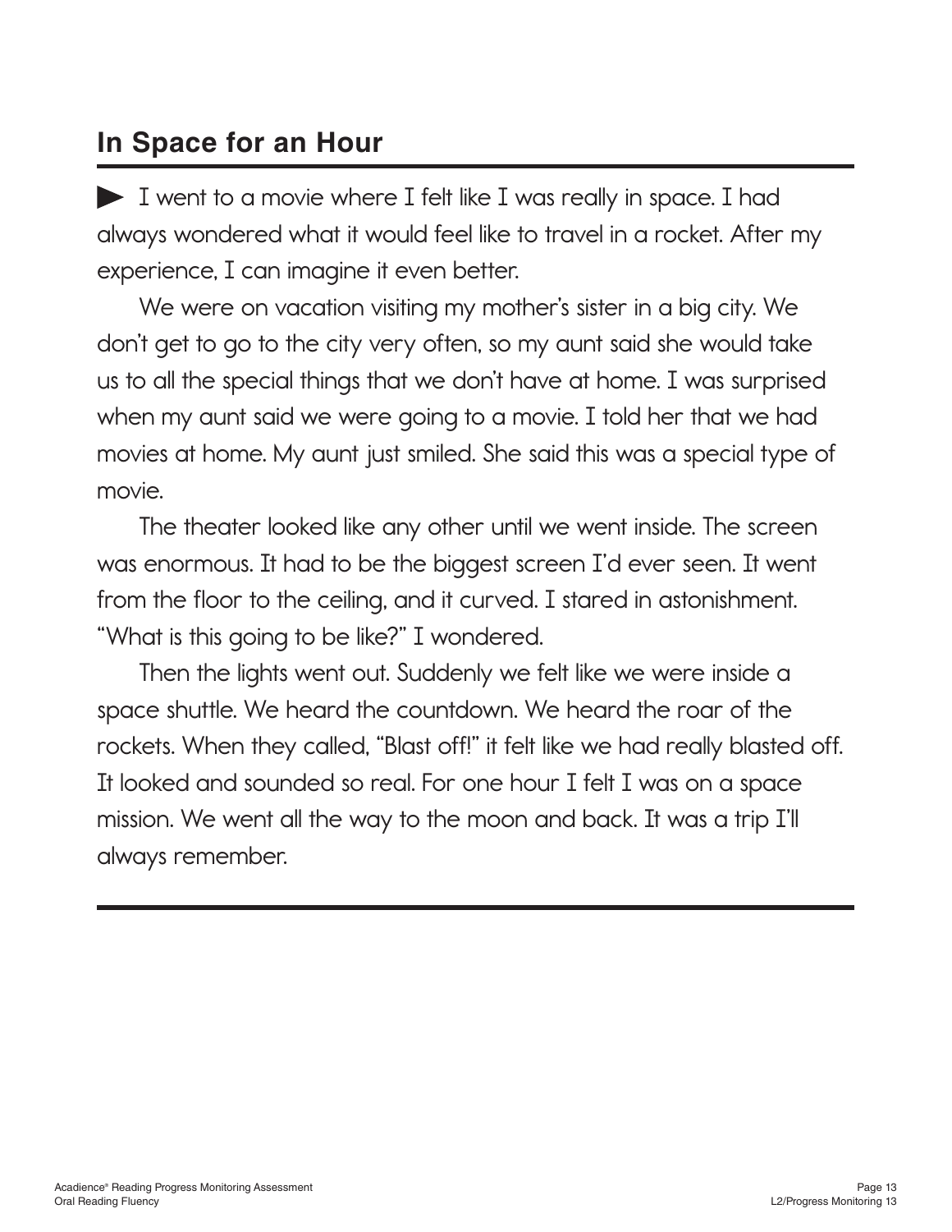## In Space for an Hour

▶ I went to a movie where I felt like I was really in space. I had always wondered what it would feel like to travel in a rocket. After my experience, I can imagine it even better.

We were on vacation visiting my mother's sister in a big city. We don't get to go to the city very often, so my aunt said she would take us to all the special things that we don't have at home. I was surprised when my aunt said we were going to a movie. I told her that we had movies at home. My aunt just smiled. She said this was a special type of movie.

The theater looked like any other until we went inside. The screen was enormous. It had to be the biggest screen I'd ever seen. It went from the floor to the ceiling, and it curved. I stared in astonishment. "What is this going to be like?" I wondered.

Then the lights went out. Suddenly we felt like we were inside a space shuttle. We heard the countdown. We heard the roar of the rockets. When they called, "Blast off!" it felt like we had really blasted off. It looked and sounded so real. For one hour I felt I was on a space mission. We went all the way to the moon and back. It was a trip I'll always remember.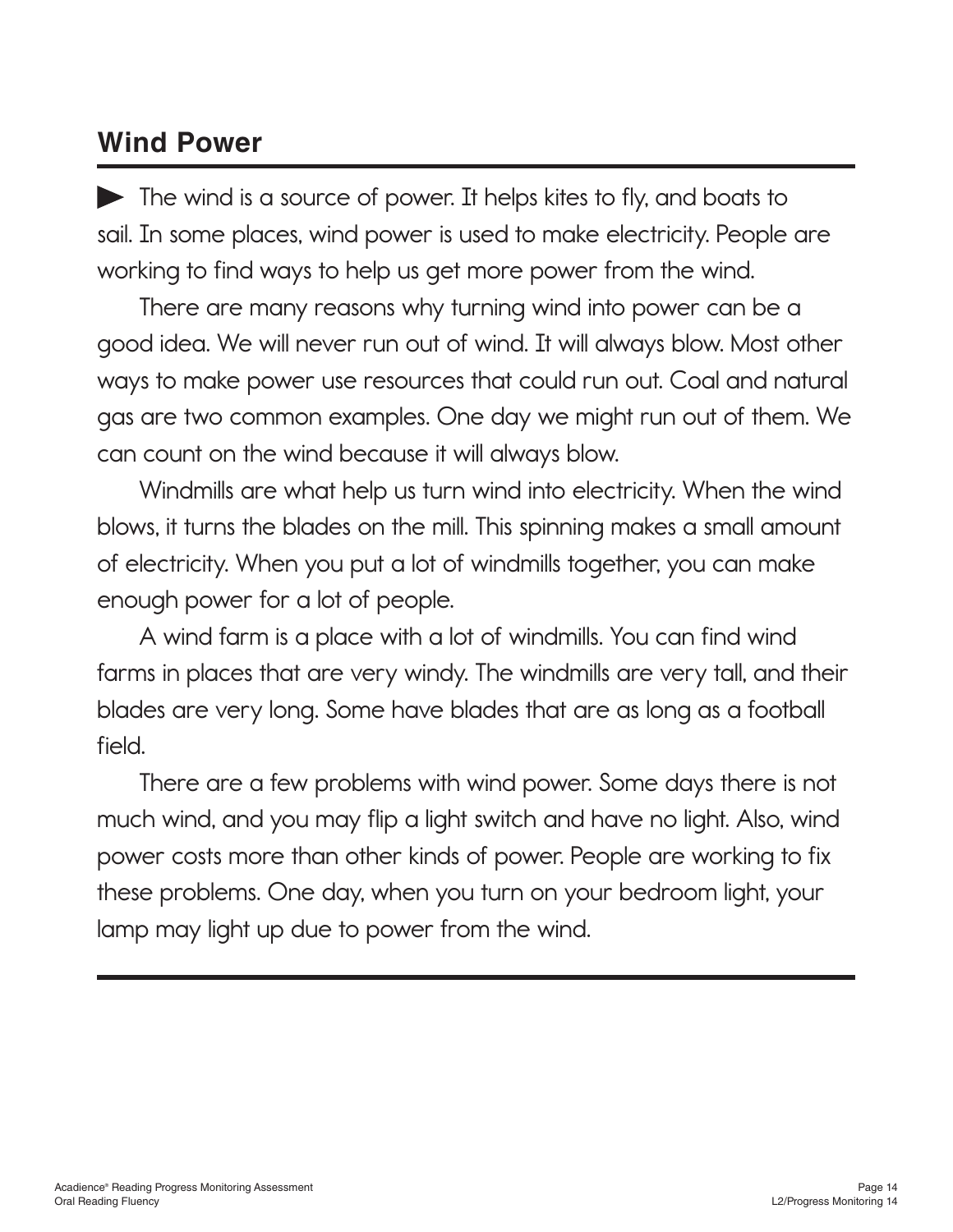## Wind Power

▶ The wind is a source of power. It helps kites to fly, and boats to sail. In some places, wind power is used to make electricity. People are working to find ways to help us get more power from the wind.

There are many reasons why turning wind into power can be a good idea. We will never run out of wind. It will always blow. Most other ways to make power use resources that could run out. Coal and natural gas are two common examples. One day we might run out of them. We can count on the wind because it will always blow.

Windmills are what help us turn wind into electricity. When the wind blows, it turns the blades on the mill. This spinning makes a small amount of electricity. When you put a lot of windmills together, you can make enough power for a lot of people.

A wind farm is a place with a lot of windmills. You can find wind farms in places that are very windy. The windmills are very tall, and their blades are very long. Some have blades that are as long as a football field.

There are a few problems with wind power. Some days there is not much wind, and you may flip a light switch and have no light. Also, wind power costs more than other kinds of power. People are working to fix these problems. One day, when you turn on your bedroom light, your lamp may light up due to power from the wind.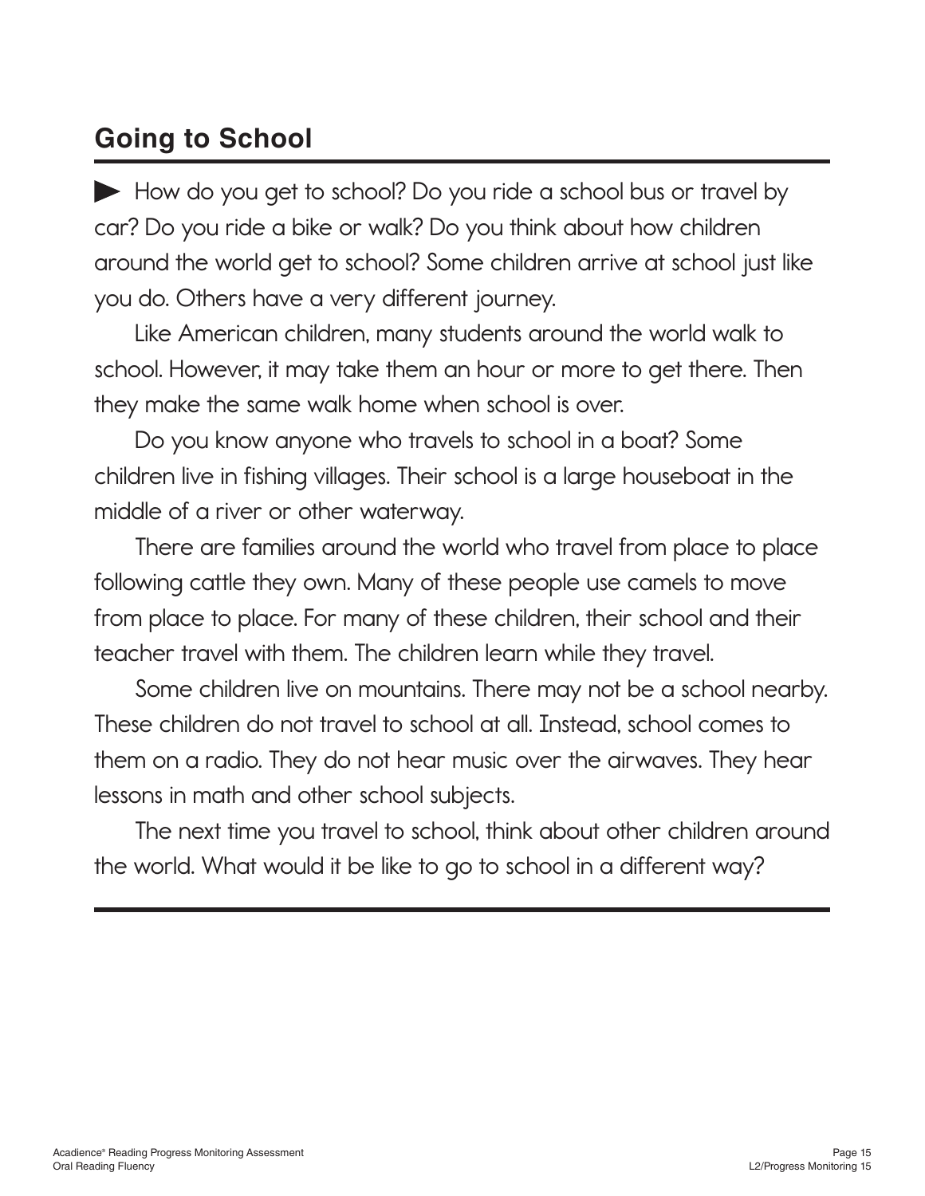## Going to School

▶ How do you get to school? Do you ride a school bus or travel by car? Do you ride a bike or walk? Do you think about how children around the world get to school? Some children arrive at school just like you do. Others have a very different journey.

Like American children, many students around the world walk to school. However, it may take them an hour or more to get there. Then they make the same walk home when school is over.

Do you know anyone who travels to school in a boat? Some children live in fishing villages. Their school is a large houseboat in the middle of a river or other waterway.

There are families around the world who travel from place to place following cattle they own. Many of these people use camels to move from place to place. For many of these children, their school and their teacher travel with them. The children learn while they travel.

Some children live on mountains. There may not be a school nearby. These children do not travel to school at all. Instead, school comes to them on a radio. They do not hear music over the airwaves. They hear lessons in math and other school subjects.

The next time you travel to school, think about other children around the world. What would it be like to go to school in a different way?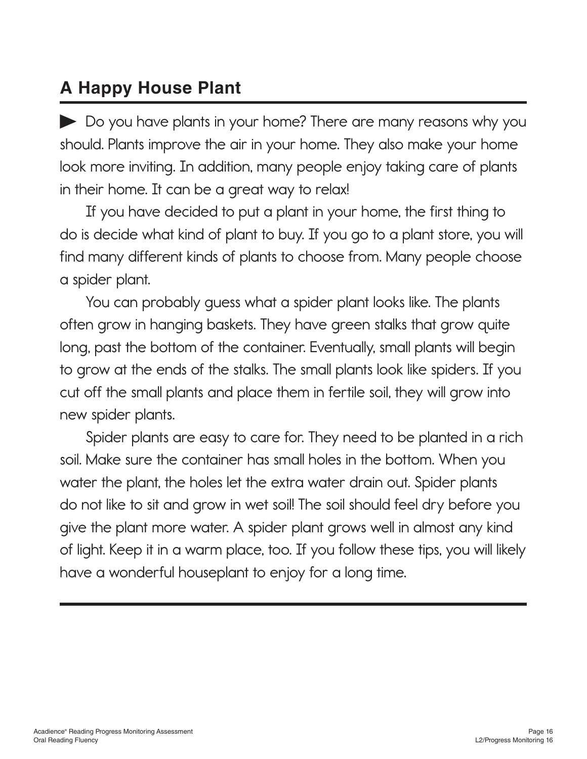## A Happy House Plant

Do you have plants in your home? There are many reasons why you should. Plants improve the air in your home. They also make your home look more inviting. In addition, many people enjoy taking care of plants in their home. It can be a great way to relax!

If you have decided to put a plant in your home, the first thing to do is decide what kind of plant to buy. If you go to a plant store, you will find many different kinds of plants to choose from. Many people choose a spider plant.

You can probably guess what a spider plant looks like. The plants often grow in hanging baskets. They have green stalks that grow quite long, past the bottom of the container. Eventually, small plants will begin to grow at the ends of the stalks. The small plants look like spiders. If you cut off the small plants and place them in fertile soil, they will grow into new spider plants.

Spider plants are easy to care for. They need to be planted in a rich soil. Make sure the container has small holes in the bottom. When you water the plant, the holes let the extra water drain out. Spider plants do not like to sit and grow in wet soil! The soil should feel dry before you give the plant more water. A spider plant grows well in almost any kind of light. Keep it in a warm place, too. If you follow these tips, you will likely have a wonderful houseplant to enjoy for a long time.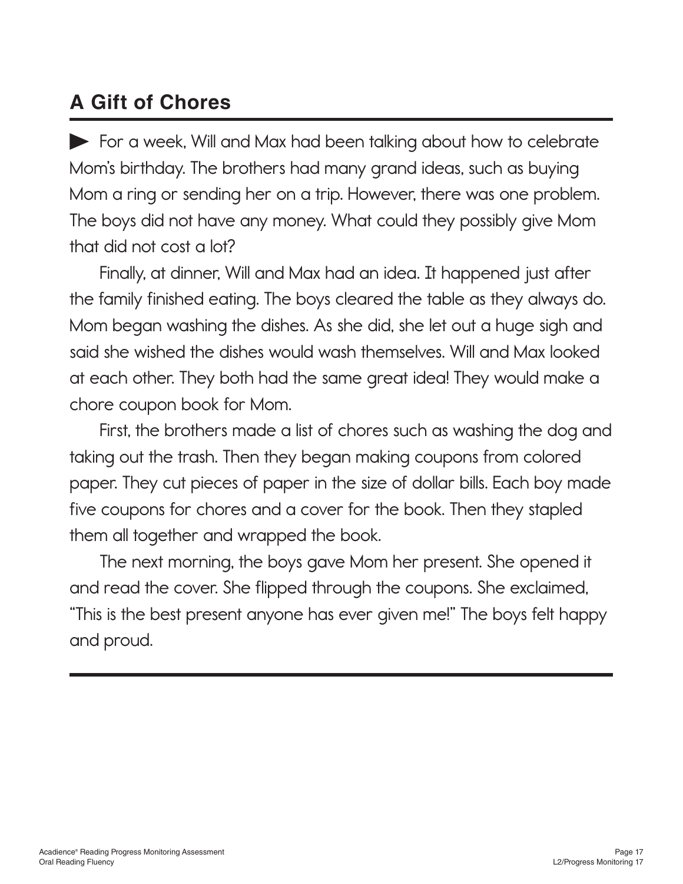## A Gift of Chores

For a week, Will and Max had been talking about how to celebrate Mom's birthday. The brothers had many grand ideas, such as buying Mom a ring or sending her on a trip. However, there was one problem. The boys did not have any money. What could they possibly give Mom that did not cost a lot?

Finally, at dinner, Will and Max had an idea. It happened just after the family finished eating. The boys cleared the table as they always do. Mom began washing the dishes. As she did, she let out a huge sigh and said she wished the dishes would wash themselves. Will and Max looked at each other. They both had the same great idea! They would make a chore coupon book for Mom.

First, the brothers made a list of chores such as washing the dog and taking out the trash. Then they began making coupons from colored paper. They cut pieces of paper in the size of dollar bills. Each boy made five coupons for chores and a cover for the book. Then they stapled them all together and wrapped the book.

The next morning, the boys gave Mom her present. She opened it and read the cover. She flipped through the coupons. She exclaimed, "This is the best present anyone has ever given me!" The boys felt happy and proud.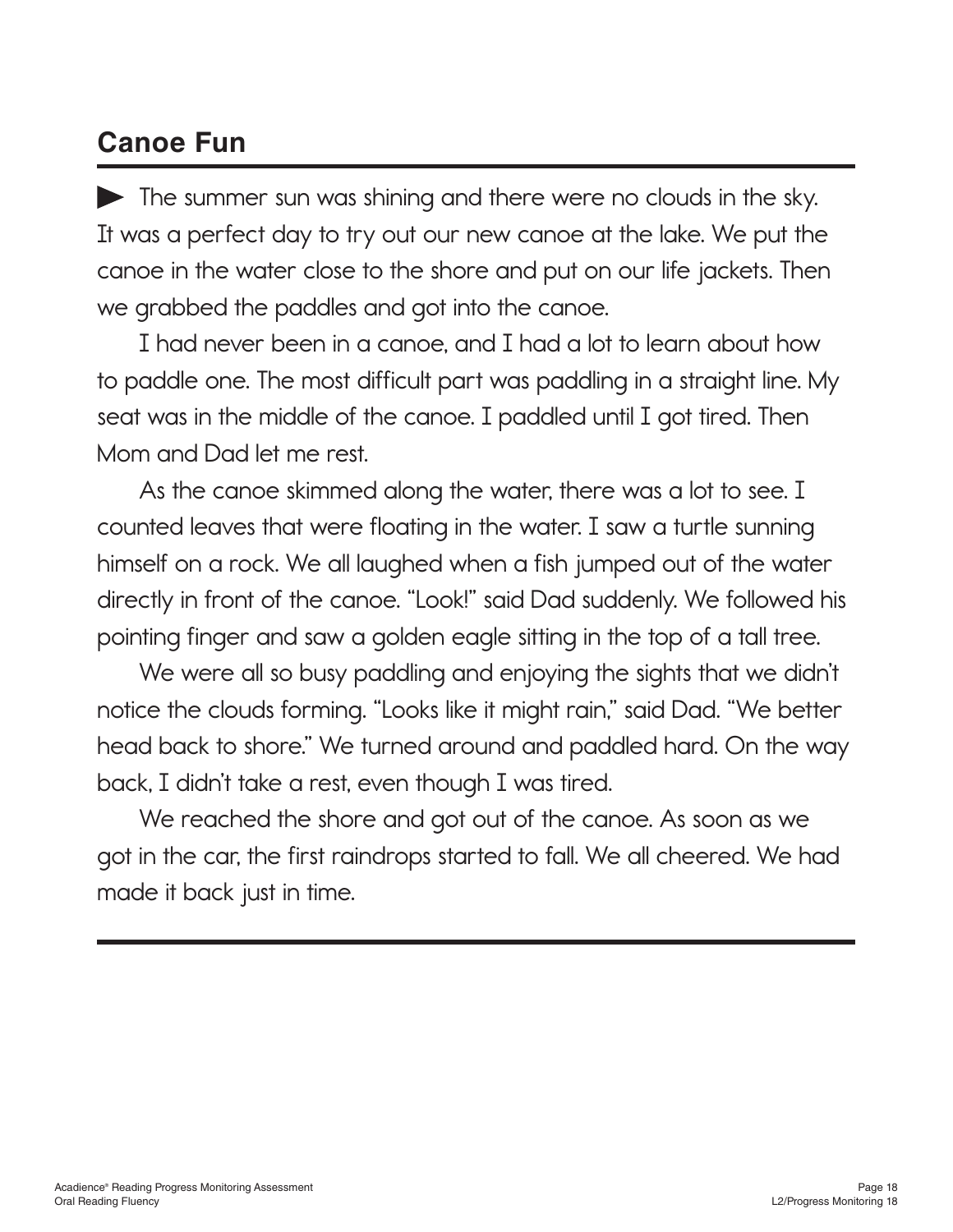## Canoe Fun

▶ The summer sun was shining and there were no clouds in the sky. It was a perfect day to try out our new canoe at the lake. We put the canoe in the water close to the shore and put on our life jackets. Then we grabbed the paddles and got into the canoe.

I had never been in a canoe, and I had a lot to learn about how to paddle one. The most difficult part was paddling in a straight line. My seat was in the middle of the canoe. I paddled until I got tired. Then Mom and Dad let me rest.

As the canoe skimmed along the water, there was a lot to see. I counted leaves that were floating in the water. I saw a turtle sunning himself on a rock. We all laughed when a fish jumped out of the water directly in front of the canoe. "Look!" said Dad suddenly. We followed his pointing finger and saw a golden eagle sitting in the top of a tall tree.

We were all so busy paddling and enjoying the sights that we didn't notice the clouds forming. "Looks like it might rain," said Dad. "We better head back to shore." We turned around and paddled hard. On the way back, I didn't take a rest, even though I was tired.

We reached the shore and got out of the canoe. As soon as we got in the car, the first raindrops started to fall. We all cheered. We had made it back just in time.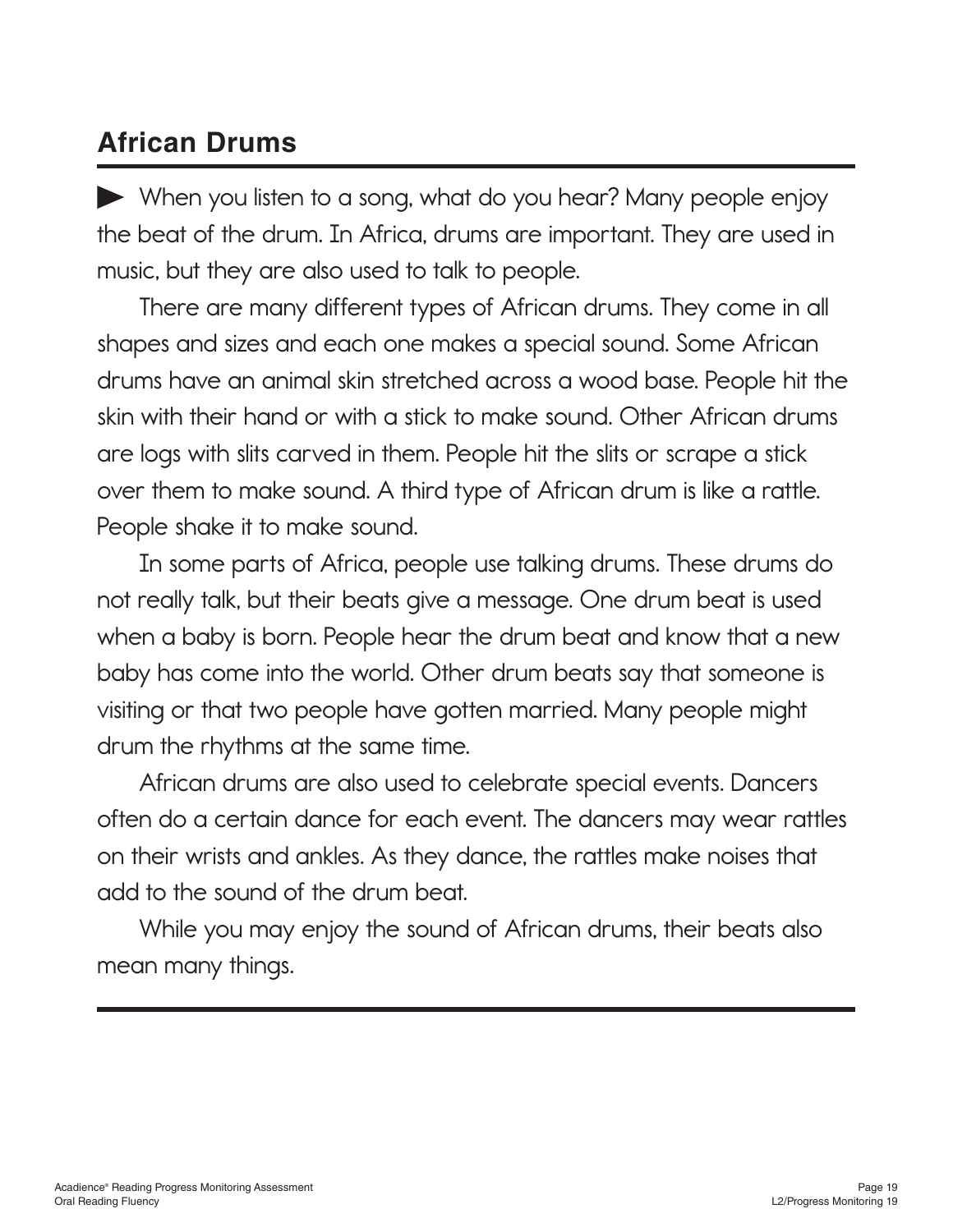## African Drums

► When you listen to a song, what do you hear? Many people enjoy the beat of the drum. In Africa, drums are important. They are used in music, but they are also used to talk to people.

There are many different types of African drums. They come in all shapes and sizes and each one makes a special sound. Some African drums have an animal skin stretched across a wood base. People hit the skin with their hand or with a stick to make sound. Other African drums are logs with slits carved in them. People hit the slits or scrape a stick over them to make sound. A third type of African drum is like a rattle. People shake it to make sound.

In some parts of Africa, people use talking drums. These drums do not really talk, but their beats give a message. One drum beat is used when a baby is born. People hear the drum beat and know that a new baby has come into the world. Other drum beats say that someone is visiting or that two people have gotten married. Many people might drum the rhythms at the same time.

African drums are also used to celebrate special events. Dancers often do a certain dance for each event. The dancers may wear rattles on their wrists and ankles. As they dance, the rattles make noises that add to the sound of the drum beat.

While you may enjoy the sound of African drums, their beats also mean many things.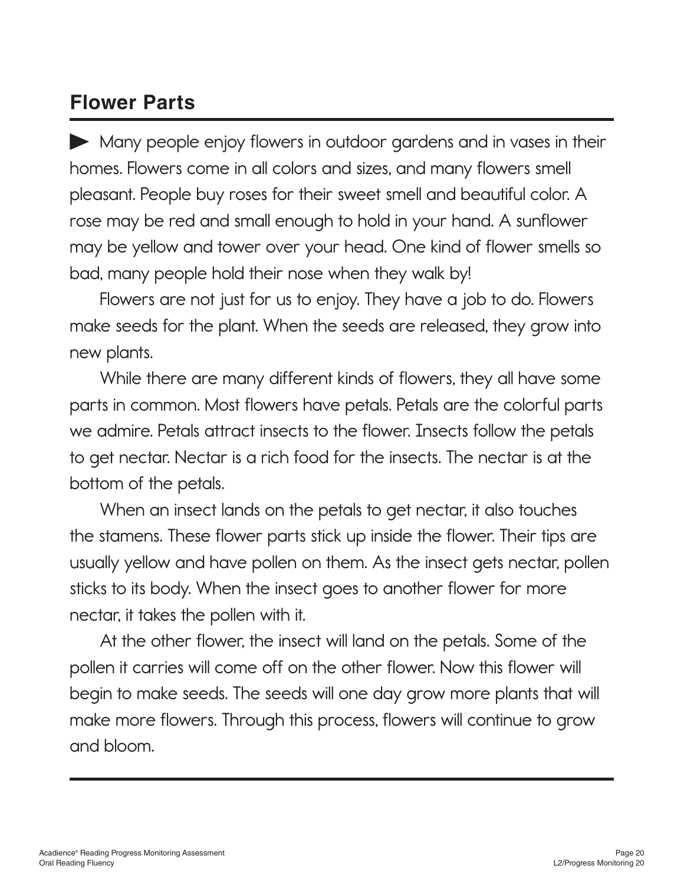## Flower Parts

► Many people enjoy flowers in outdoor gardens and in vases in their homes. Flowers come in all colors and sizes, and many flowers smell pleasant. People buy roses for their sweet smell and beautiful color. A rose may be red and small enough to hold in your hand. A sunflower may be yellow and tower over your head. One kind of flower smells so bad, many people hold their nose when they walk by!

Flowers are not just for us to enjoy. They have a job to do. Flowers make seeds for the plant. When the seeds are released, they grow into new plants.

While there are many different kinds of flowers, they all have some parts in common. Most flowers have petals. Petals are the colorful parts we admire. Petals attract insects to the flower. Insects follow the petals to get nectar. Nectar is a rich food for the insects. The nectar is at the bottom of the petals.

When an insect lands on the petals to get nectar, it also touches the stamens. These flower parts stick up inside the flower. Their tips are usually yellow and have pollen on them. As the insect gets nectar, pollen sticks to its body. When the insect goes to another flower for more nectar, it takes the pollen with it.

At the other flower, the insect will land on the petals. Some of the pollen it carries will come off on the other flower. Now this flower will begin to make seeds. The seeds will one day grow more plants that will make more flowers. Through this process, flowers will continue to grow and bloom.